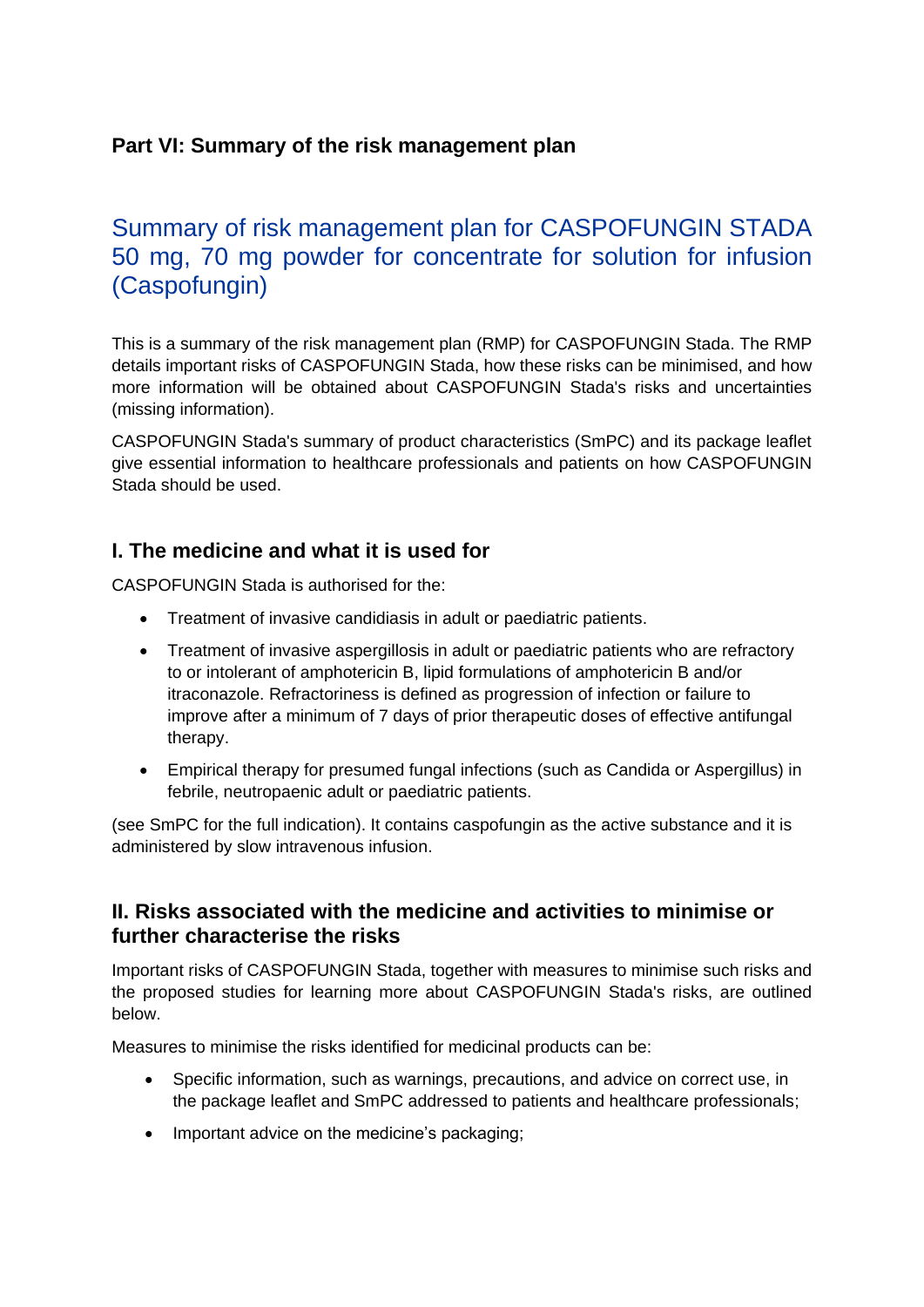## Part VI: Summary of the risk management plan

# Summary of risk management plan for CASPOFUNGIN STADA 50 mg, 70 mg powder for concentrate for solution for infusion (Caspofungin)

This is a summary of the risk management plan (RMP) for CASPOFUNGIN Stada. The RMP details important risks of CASPOFUNGIN Stada, how these risks can be minimised, and how more information will be obtained about CASPOFUNGIN Stada's risks and uncertainties (missing information).

CASPOFUNGIN Stada's summary of product characteristics (SmPC) and its package leaflet give essential information to healthcare professionals and patients on how CASPOFUNGIN Stada should be used.

## I. The medicine and what it is used for

CASPOFUNGIN Stada is authorised for the:

- Treatment of invasive candidiasis in adult or paediatric patients.
- Treatment of invasive aspergillosis in adult or paediatric patients who are refractory to or intolerant of amphotericin B, lipid formulations of amphotericin B and/or itraconazole. Refractoriness is defined as progression of infection or failure to improve after a minimum of 7 days of prior therapeutic doses of effective antifungal therapy.
- Empirical therapy for presumed fungal infections (such as Candida or Aspergillus) in febrile, neutropaenic adult or paediatric patients.

(see SmPC for the full indication). It contains caspofungin as the active substance and it is administered by slow intravenous infusion.

## II. Risks associated with the medicine and activities to minimise or further characterise the risks

Important risks of CASPOFUNGIN Stada, together with measures to minimise such risks and the proposed studies for learning more about CASPOFUNGIN Stada's risks, are outlined below.

Measures to minimise the risks identified for medicinal products can be:

- Specific information, such as warnings, precautions, and advice on correct use, in the package leaflet and SmPC addressed to patients and healthcare professionals;
- Important advice on the medicine's packaging;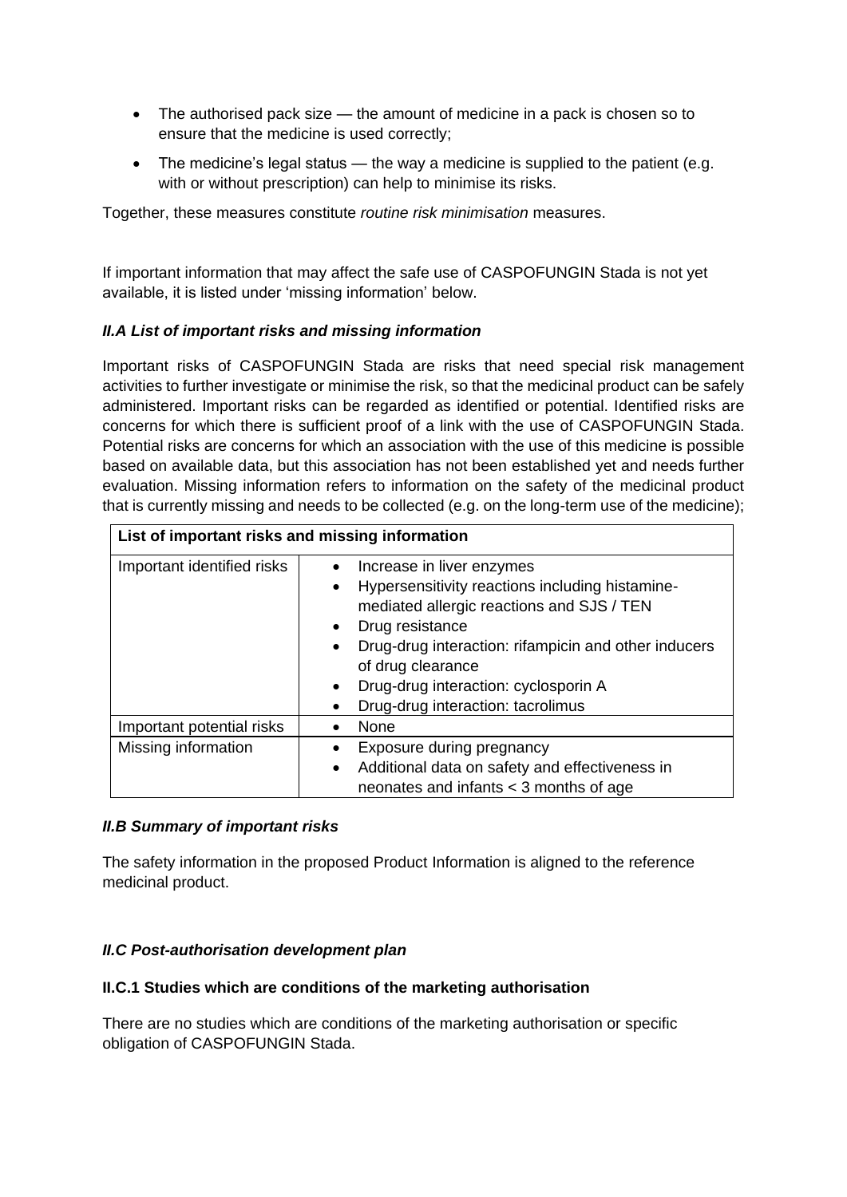- The authorised pack size — the amount of medicine in a pack is chosen so to ensure that the medicine is used correctly;
- The medicine's legal status — the way a medicine is supplied to the patient (e.g. with or without prescription) can help to minimise its risks.

Together, these measures constitute *routine risk minimisation* measures.

If important information that may affect the safe use of CASPOFUNGIN Stada is not yet available, it is listed under 'missing information' below.

### *II.A List of important risks and missing information*

Important risks of CASPOFUNGIN Stada are risks that need special risk management activities to further investigate or minimise the risk, so that the medicinal product can be safely administered. Important risks can be regarded as identified or potential. Identified risks are concerns for which there is sufficient proof of a link with the use of CASPOFUNGIN Stada. Potential risks are concerns for which an association with the use of this medicine is possible based on available data, but this association has not been established yet and needs further evaluation. Missing information refers to information on the safety of the medicinal product that is currently missing and needs to be collected (e.g. on the long-term use of the medicine);

| List of important risks and missing information | |
|---|---|
| Important identified risks | • Increase in liver enzymes<br>• Hypersensitivity reactions including histamine-mediated allergic reactions and SJS / TEN<br>• Drug resistance<br>• Drug-drug interaction: rifampicin and other inducers of drug clearance<br>• Drug-drug interaction: cyclosporin A<br>• Drug-drug interaction: tacrolimus |
| Important potential risks | • None |
| Missing information | • Exposure during pregnancy<br>• Additional data on safety and effectiveness in neonates and infants < 3 months of age |

### *II.B Summary of important risks*

The safety information in the proposed Product Information is aligned to the reference medicinal product.

### *II.C Post-authorisation development plan*

#### **II.C.1 Studies which are conditions of the marketing authorisation**

There are no studies which are conditions of the marketing authorisation or specific obligation of CASPOFUNGIN Stada.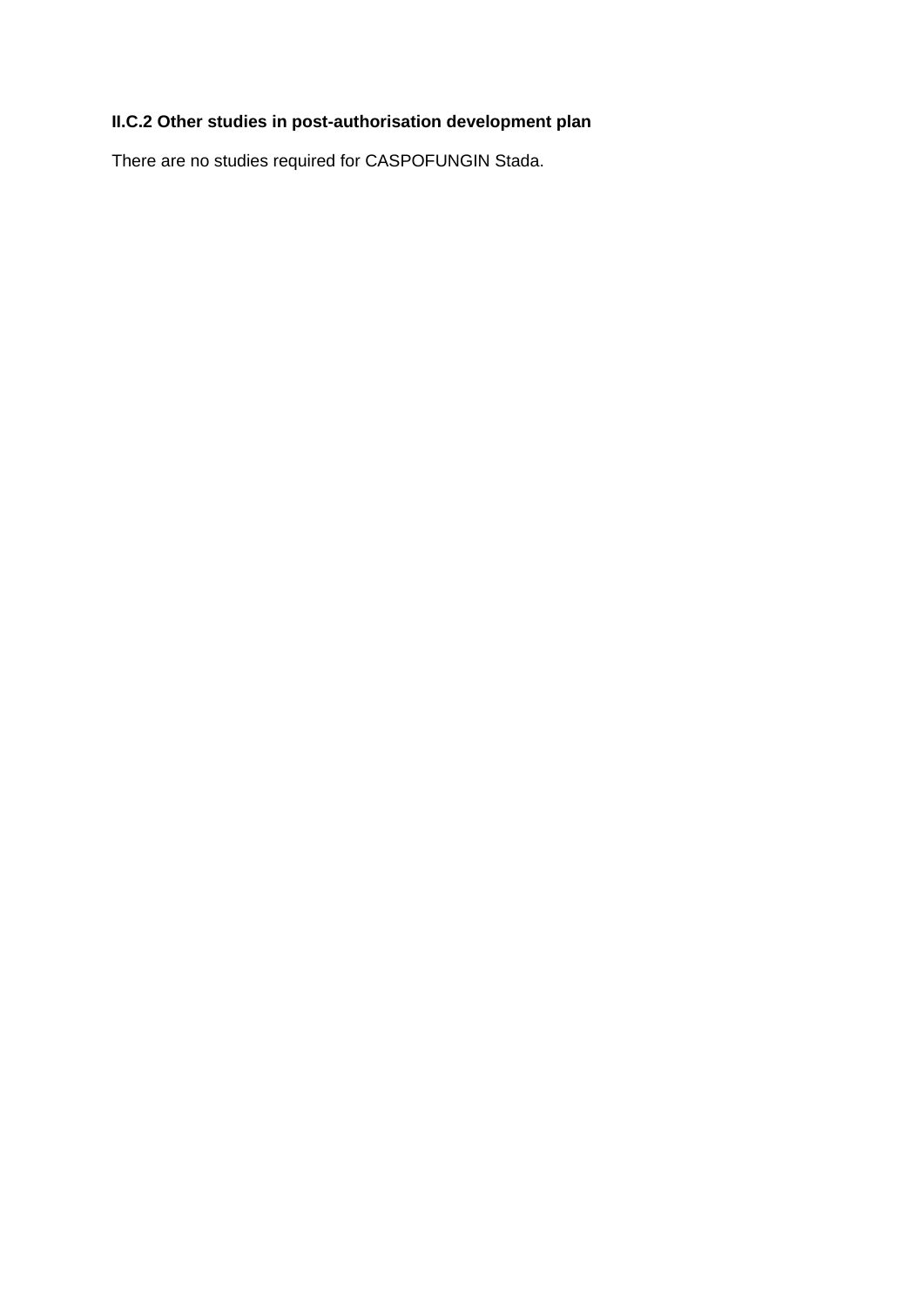### II.C.2 Other studies in post-authorisation development plan

There are no studies required for CASPOFUNGIN Stada.